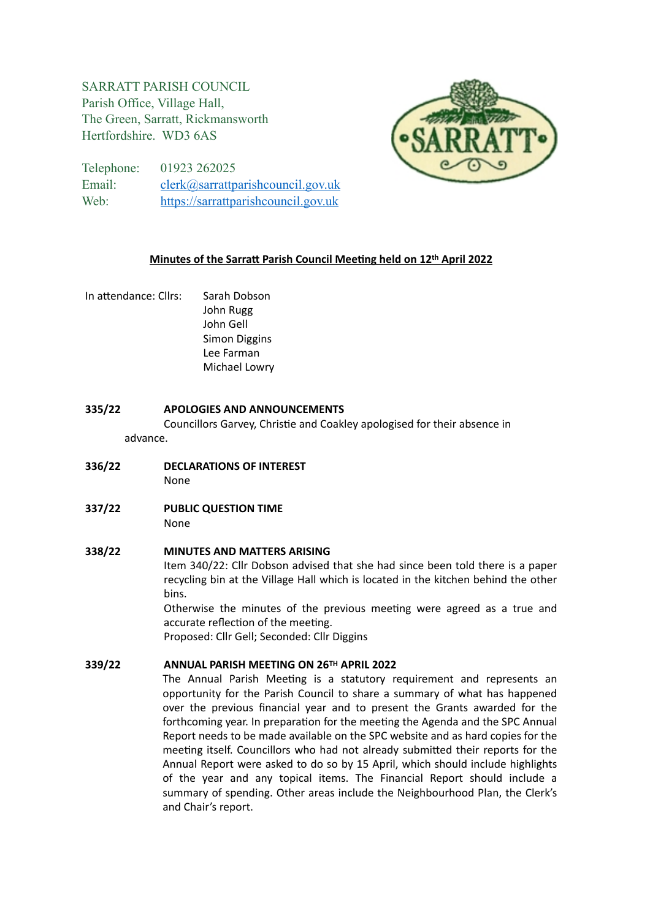SARRATT PARISH COUNCIL
Parish Office, Village Hall,
The Green, Sarratt, Rickmansworth
Hertfordshire. WD3 6AS

Telephone: 01923 262025
Email: clerk@sarrattparishcouncil.gov.uk
Web: https://sarrattparishcouncil.gov.uk

## Minutes of the Sarratt Parish Council Meeting held on 12th April 2022

In attendance: Cllrs: Sarah Dobson
John Rugg
John Gell
Simon Diggins
Lee Farman
Michael Lowry

**335/22 APOLOGIES AND ANNOUNCEMENTS**

Councillors Garvey, Christie and Coakley apologised for their absence in advance.

**336/22 DECLARATIONS OF INTEREST**

None

**337/22 PUBLIC QUESTION TIME**

None

**338/22 MINUTES AND MATTERS ARISING**

Item 340/22: Cllr Dobson advised that she had since been told there is a paper recycling bin at the Village Hall which is located in the kitchen behind the other bins.

Otherwise the minutes of the previous meeting were agreed as a true and accurate reflection of the meeting.

Proposed: Cllr Gell; Seconded: Cllr Diggins

**339/22 ANNUAL PARISH MEETING ON 26TH APRIL 2022**

The Annual Parish Meeting is a statutory requirement and represents an opportunity for the Parish Council to share a summary of what has happened over the previous financial year and to present the Grants awarded for the forthcoming year. In preparation for the meeting the Agenda and the SPC Annual Report needs to be made available on the SPC website and as hard copies for the meeting itself. Councillors who had not already submitted their reports for the Annual Report were asked to do so by 15 April, which should include highlights of the year and any topical items. The Financial Report should include a summary of spending. Other areas include the Neighbourhood Plan, the Clerk's and Chair's report.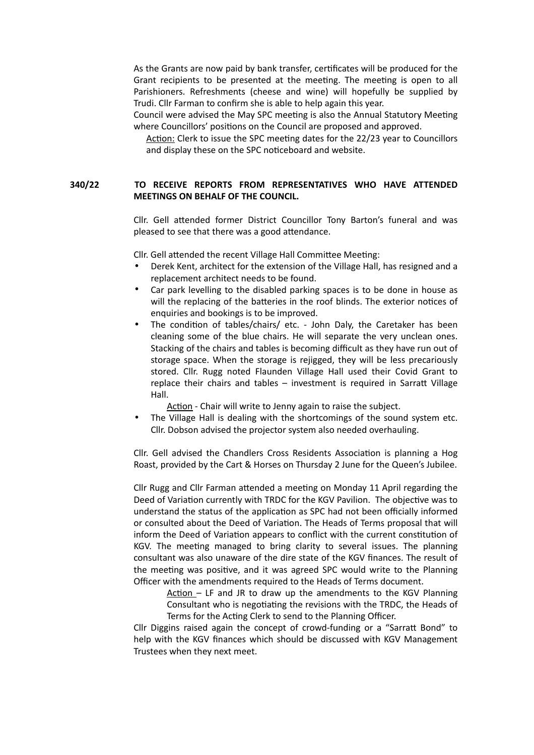As the Grants are now paid by bank transfer, certificates will be produced for the Grant recipients to be presented at the meeting. The meeting is open to all Parishioners. Refreshments (cheese and wine) will hopefully be supplied by Trudi. Cllr Farman to confirm she is able to help again this year.

Council were advised the May SPC meeting is also the Annual Statutory Meeting where Councillors' positions on the Council are proposed and approved.

Action: Clerk to issue the SPC meeting dates for the 22/23 year to Councillors and display these on the SPC noticeboard and website.

**340/22 TO RECEIVE REPORTS FROM REPRESENTATIVES WHO HAVE ATTENDED MEETINGS ON BEHALF OF THE COUNCIL.**

Cllr. Gell attended former District Councillor Tony Barton's funeral and was pleased to see that there was a good attendance.

Cllr. Gell attended the recent Village Hall Committee Meeting:

- Derek Kent, architect for the extension of the Village Hall, has resigned and a replacement architect needs to be found.
- Car park levelling to the disabled parking spaces is to be done in house as will the replacing of the batteries in the roof blinds. The exterior notices of enquiries and bookings is to be improved.
- The condition of tables/chairs/ etc. - John Daly, the Caretaker has been cleaning some of the blue chairs. He will separate the very unclean ones. Stacking of the chairs and tables is becoming difficult as they have run out of storage space. When the storage is rejigged, they will be less precariously stored. Cllr. Rugg noted Flaunden Village Hall used their Covid Grant to replace their chairs and tables – investment is required in Sarratt Village Hall.

  Action - Chair will write to Jenny again to raise the subject.
- The Village Hall is dealing with the shortcomings of the sound system etc. Cllr. Dobson advised the projector system also needed overhauling.

Cllr. Gell advised the Chandlers Cross Residents Association is planning a Hog Roast, provided by the Cart & Horses on Thursday 2 June for the Queen's Jubilee.

Cllr Rugg and Cllr Farman attended a meeting on Monday 11 April regarding the Deed of Variation currently with TRDC for the KGV Pavilion. The objective was to understand the status of the application as SPC had not been officially informed or consulted about the Deed of Variation. The Heads of Terms proposal that will inform the Deed of Variation appears to conflict with the current constitution of KGV. The meeting managed to bring clarity to several issues. The planning consultant was also unaware of the dire state of the KGV finances. The result of the meeting was positive, and it was agreed SPC would write to the Planning Officer with the amendments required to the Heads of Terms document.

Action – LF and JR to draw up the amendments to the KGV Planning Consultant who is negotiating the revisions with the TRDC, the Heads of Terms for the Acting Clerk to send to the Planning Officer.

Cllr Diggins raised again the concept of crowd-funding or a "Sarratt Bond" to help with the KGV finances which should be discussed with KGV Management Trustees when they next meet.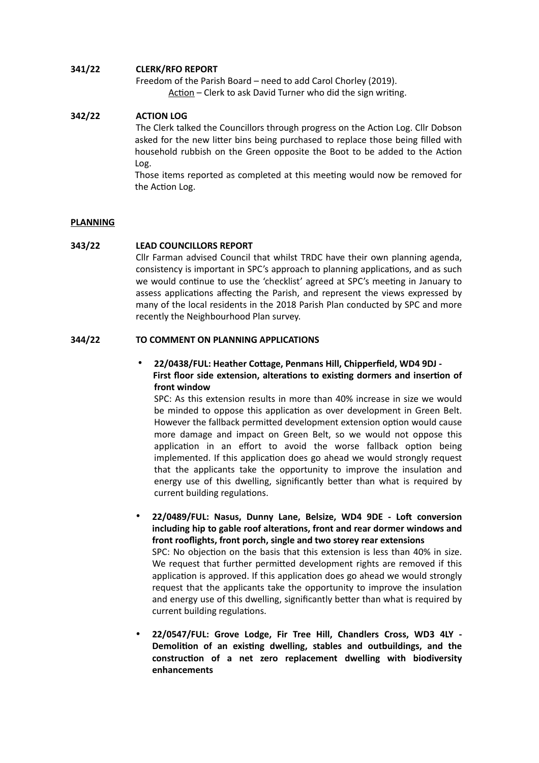**341/22 CLERK/RFO REPORT**

Freedom of the Parish Board – need to add Carol Chorley (2019).

Action – Clerk to ask David Turner who did the sign writing.

**342/22 ACTION LOG**

The Clerk talked the Councillors through progress on the Action Log. Cllr Dobson asked for the new litter bins being purchased to replace those being filled with household rubbish on the Green opposite the Boot to be added to the Action Log.

Those items reported as completed at this meeting would now be removed for the Action Log.

**PLANNING**

**343/22 LEAD COUNCILLORS REPORT**

Cllr Farman advised Council that whilst TRDC have their own planning agenda, consistency is important in SPC's approach to planning applications, and as such we would continue to use the 'checklist' agreed at SPC's meeting in January to assess applications affecting the Parish, and represent the views expressed by many of the local residents in the 2018 Parish Plan conducted by SPC and more recently the Neighbourhood Plan survey.

**344/22 TO COMMENT ON PLANNING APPLICATIONS**

- **22/0438/FUL: Heather Cottage, Penmans Hill, Chipperfield, WD4 9DJ - First floor side extension, alterations to existing dormers and insertion of front window**

  SPC: As this extension results in more than 40% increase in size we would be minded to oppose this application as over development in Green Belt. However the fallback permitted development extension option would cause more damage and impact on Green Belt, so we would not oppose this application in an effort to avoid the worse fallback option being implemented. If this application does go ahead we would strongly request that the applicants take the opportunity to improve the insulation and energy use of this dwelling, significantly better than what is required by current building regulations.

- **22/0489/FUL: Nasus, Dunny Lane, Belsize, WD4 9DE - Loft conversion including hip to gable roof alterations, front and rear dormer windows and front rooflights, front porch, single and two storey rear extensions**

  SPC: No objection on the basis that this extension is less than 40% in size. We request that further permitted development rights are removed if this application is approved. If this application does go ahead we would strongly request that the applicants take the opportunity to improve the insulation and energy use of this dwelling, significantly better than what is required by current building regulations.

- **22/0547/FUL: Grove Lodge, Fir Tree Hill, Chandlers Cross, WD3 4LY - Demolition of an existing dwelling, stables and outbuildings, and the construction of a net zero replacement dwelling with biodiversity enhancements**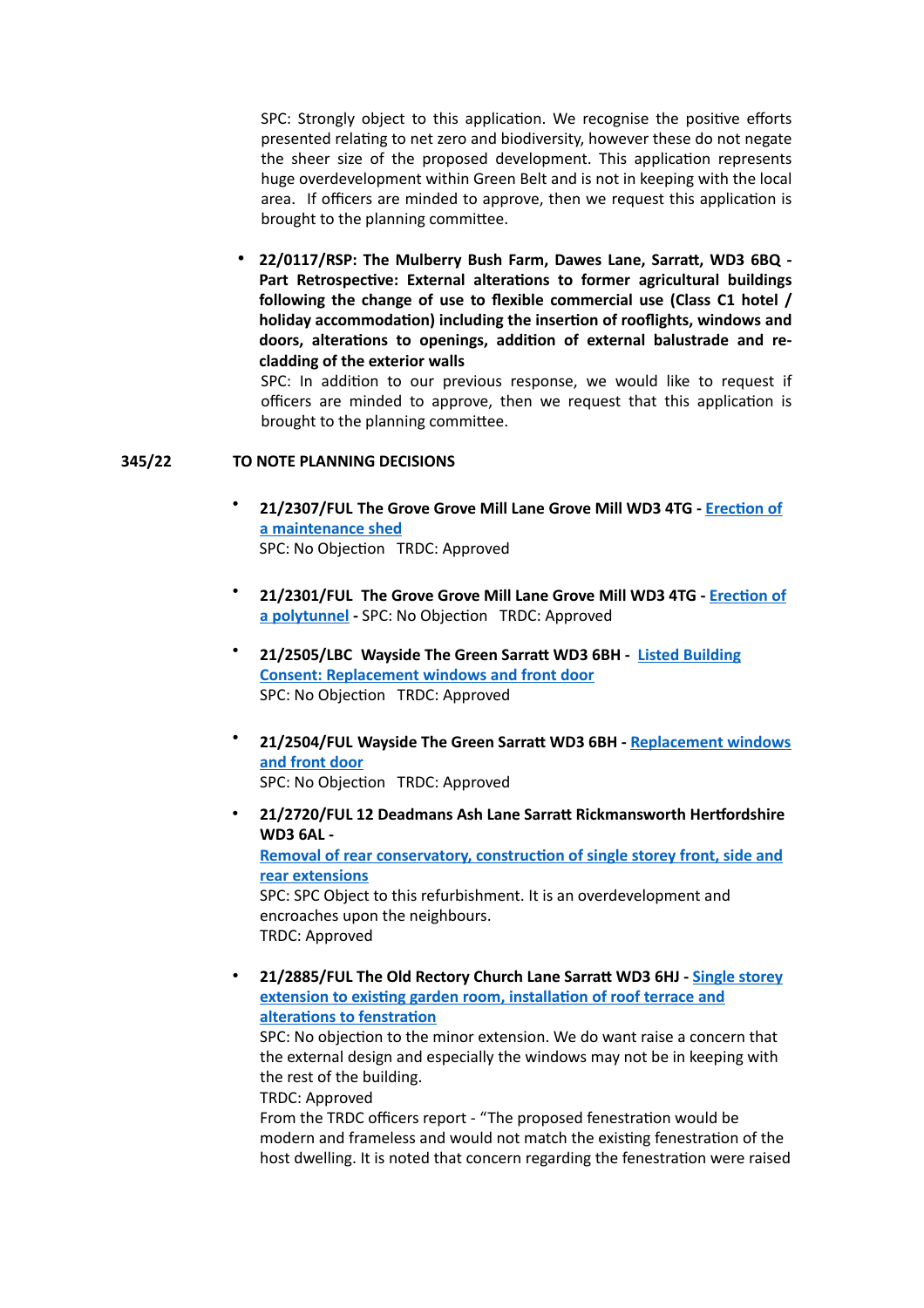SPC: Strongly object to this application. We recognise the positive efforts presented relating to net zero and biodiversity, however these do not negate the sheer size of the proposed development. This application represents huge overdevelopment within Green Belt and is not in keeping with the local area. If officers are minded to approve, then we request this application is brought to the planning committee.

- **22/0117/RSP: The Mulberry Bush Farm, Dawes Lane, Sarratt, WD3 6BQ - Part Retrospective: External alterations to former agricultural buildings following the change of use to flexible commercial use (Class C1 hotel / holiday accommodation) including the insertion of rooflights, windows and doors, alterations to openings, addition of external balustrade and re-cladding of the exterior walls**
  SPC: In addition to our previous response, we would like to request if officers are minded to approve, then we request that this application is brought to the planning committee.

**345/22 TO NOTE PLANNING DECISIONS**

- **21/2307/FUL The Grove Grove Mill Lane Grove Mill WD3 4TG -** Erection of a maintenance shed
  SPC: No Objection TRDC: Approved

- **21/2301/FUL The Grove Grove Mill Lane Grove Mill WD3 4TG -** Erection of a polytunnel **-** SPC: No Objection TRDC: Approved

- **21/2505/LBC Wayside The Green Sarratt WD3 6BH -** Listed Building Consent: Replacement windows and front door
  SPC: No Objection TRDC: Approved

- **21/2504/FUL Wayside The Green Sarratt WD3 6BH -** Replacement windows and front door
  SPC: No Objection TRDC: Approved

- **21/2720/FUL 12 Deadmans Ash Lane Sarratt Rickmansworth Hertfordshire WD3 6AL -**
  Removal of rear conservatory, construction of single storey front, side and rear extensions
  SPC: SPC Object to this refurbishment. It is an overdevelopment and encroaches upon the neighbours.
  TRDC: Approved

- **21/2885/FUL The Old Rectory Church Lane Sarratt WD3 6HJ -** Single storey extension to existing garden room, installation of roof terrace and alterations to fenstration
  SPC: No objection to the minor extension. We do want raise a concern that the external design and especially the windows may not be in keeping with the rest of the building.
  TRDC: Approved
  From the TRDC officers report - "The proposed fenestration would be modern and frameless and would not match the existing fenestration of the host dwelling. It is noted that concern regarding the fenestration were raised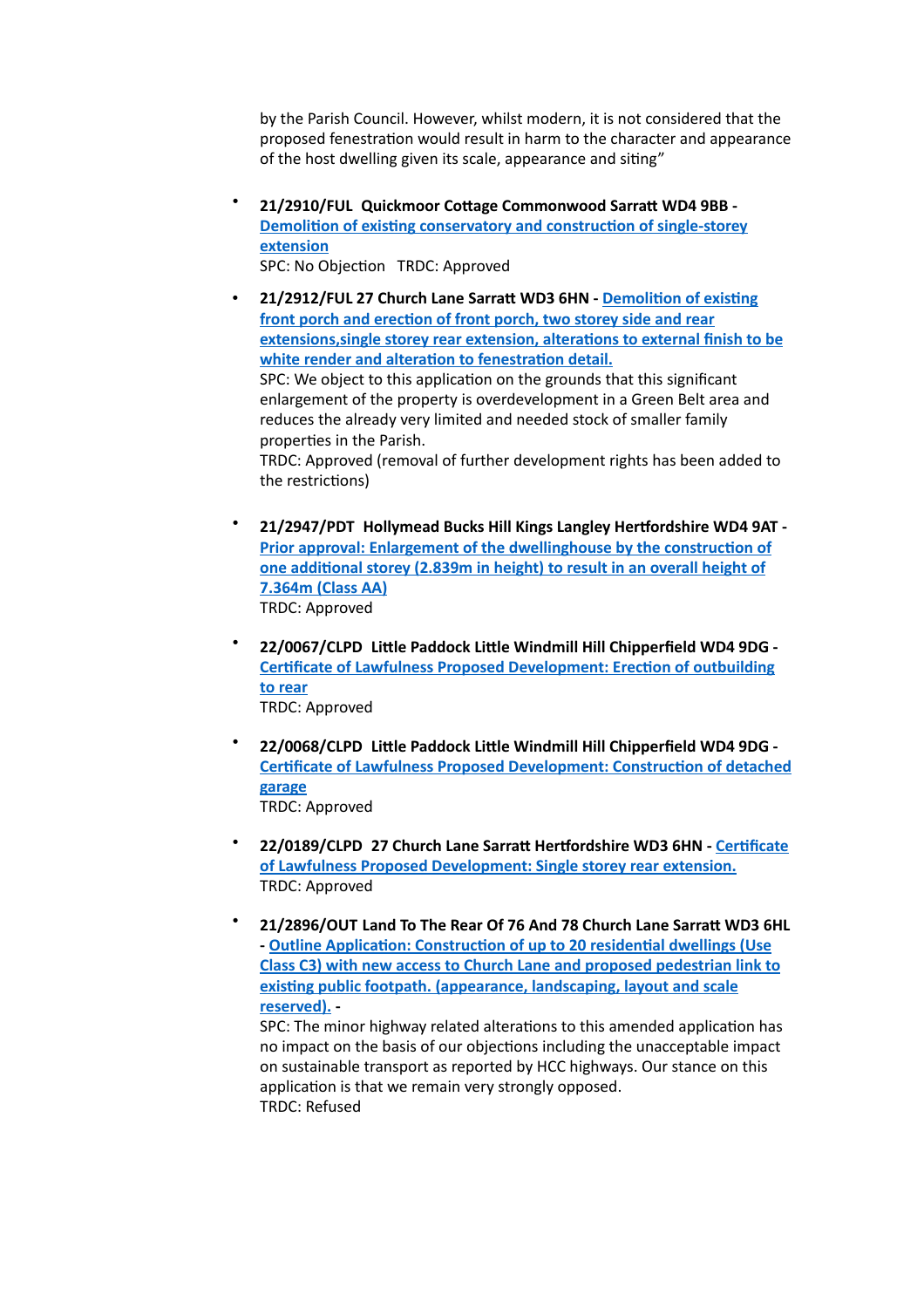by the Parish Council. However, whilst modern, it is not considered that the proposed fenestration would result in harm to the character and appearance of the host dwelling given its scale, appearance and siting"

- **21/2910/FUL Quickmoor Cottage Commonwood Sarratt WD4 9BB -** Demolition of existing conservatory and construction of single-storey extension
  SPC: No Objection TRDC: Approved

- **21/2912/FUL 27 Church Lane Sarratt WD3 6HN -** Demolition of existing front porch and erection of front porch, two storey side and rear extensions,single storey rear extension, alterations to external finish to be white render and alteration to fenestration detail.
  SPC: We object to this application on the grounds that this significant enlargement of the property is overdevelopment in a Green Belt area and reduces the already very limited and needed stock of smaller family properties in the Parish.
  TRDC: Approved (removal of further development rights has been added to the restrictions)

- **21/2947/PDT Hollymead Bucks Hill Kings Langley Hertfordshire WD4 9AT -** Prior approval: Enlargement of the dwellinghouse by the construction of one additional storey (2.839m in height) to result in an overall height of 7.364m (Class AA)
  TRDC: Approved

- **22/0067/CLPD Little Paddock Little Windmill Hill Chipperfield WD4 9DG -** Certificate of Lawfulness Proposed Development: Erection of outbuilding to rear
  TRDC: Approved

- **22/0068/CLPD Little Paddock Little Windmill Hill Chipperfield WD4 9DG -** Certificate of Lawfulness Proposed Development: Construction of detached garage
  TRDC: Approved

- **22/0189/CLPD 27 Church Lane Sarratt Hertfordshire WD3 6HN -** Certificate of Lawfulness Proposed Development: Single storey rear extension.
  TRDC: Approved

- **21/2896/OUT Land To The Rear Of 76 And 78 Church Lane Sarratt WD3 6HL -** Outline Application: Construction of up to 20 residential dwellings (Use Class C3) with new access to Church Lane and proposed pedestrian link to existing public footpath. (appearance, landscaping, layout and scale reserved). **-**
  SPC: The minor highway related alterations to this amended application has no impact on the basis of our objections including the unacceptable impact on sustainable transport as reported by HCC highways. Our stance on this application is that we remain very strongly opposed.
  TRDC: Refused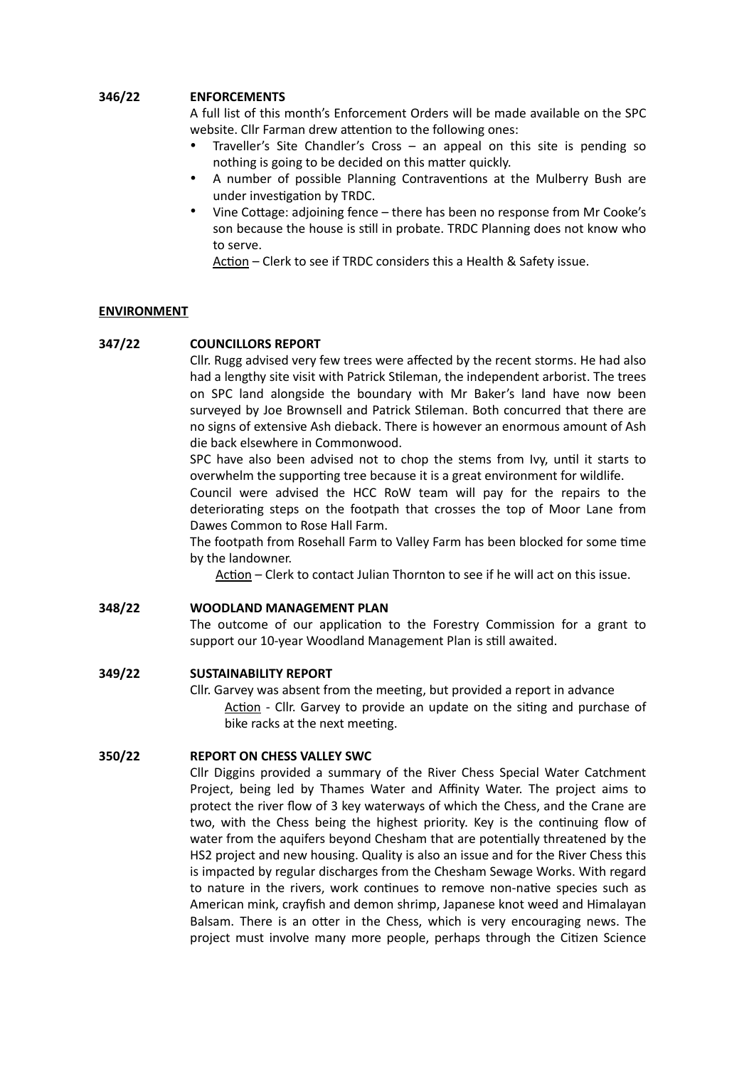**346/22 ENFORCEMENTS**

A full list of this month's Enforcement Orders will be made available on the SPC website. Cllr Farman drew attention to the following ones:

- Traveller's Site Chandler's Cross – an appeal on this site is pending so nothing is going to be decided on this matter quickly.
- A number of possible Planning Contraventions at the Mulberry Bush are under investigation by TRDC.
- Vine Cottage: adjoining fence – there has been no response from Mr Cooke's son because the house is still in probate. TRDC Planning does not know who to serve.

  Action – Clerk to see if TRDC considers this a Health & Safety issue.

**ENVIRONMENT**

**347/22 COUNCILLORS REPORT**

Cllr. Rugg advised very few trees were affected by the recent storms. He had also had a lengthy site visit with Patrick Stileman, the independent arborist. The trees on SPC land alongside the boundary with Mr Baker's land have now been surveyed by Joe Brownsell and Patrick Stileman. Both concurred that there are no signs of extensive Ash dieback. There is however an enormous amount of Ash die back elsewhere in Commonwood.

SPC have also been advised not to chop the stems from Ivy, until it starts to overwhelm the supporting tree because it is a great environment for wildlife.

Council were advised the HCC RoW team will pay for the repairs to the deteriorating steps on the footpath that crosses the top of Moor Lane from Dawes Common to Rose Hall Farm.

The footpath from Rosehall Farm to Valley Farm has been blocked for some time by the landowner.

Action – Clerk to contact Julian Thornton to see if he will act on this issue.

**348/22 WOODLAND MANAGEMENT PLAN**

The outcome of our application to the Forestry Commission for a grant to support our 10-year Woodland Management Plan is still awaited.

**349/22 SUSTAINABILITY REPORT**

Cllr. Garvey was absent from the meeting, but provided a report in advance

Action - Cllr. Garvey to provide an update on the siting and purchase of bike racks at the next meeting.

**350/22 REPORT ON CHESS VALLEY SWC**

Cllr Diggins provided a summary of the River Chess Special Water Catchment Project, being led by Thames Water and Affinity Water. The project aims to protect the river flow of 3 key waterways of which the Chess, and the Crane are two, with the Chess being the highest priority. Key is the continuing flow of water from the aquifers beyond Chesham that are potentially threatened by the HS2 project and new housing. Quality is also an issue and for the River Chess this is impacted by regular discharges from the Chesham Sewage Works. With regard to nature in the rivers, work continues to remove non-native species such as American mink, crayfish and demon shrimp, Japanese knot weed and Himalayan Balsam. There is an otter in the Chess, which is very encouraging news. The project must involve many more people, perhaps through the Citizen Science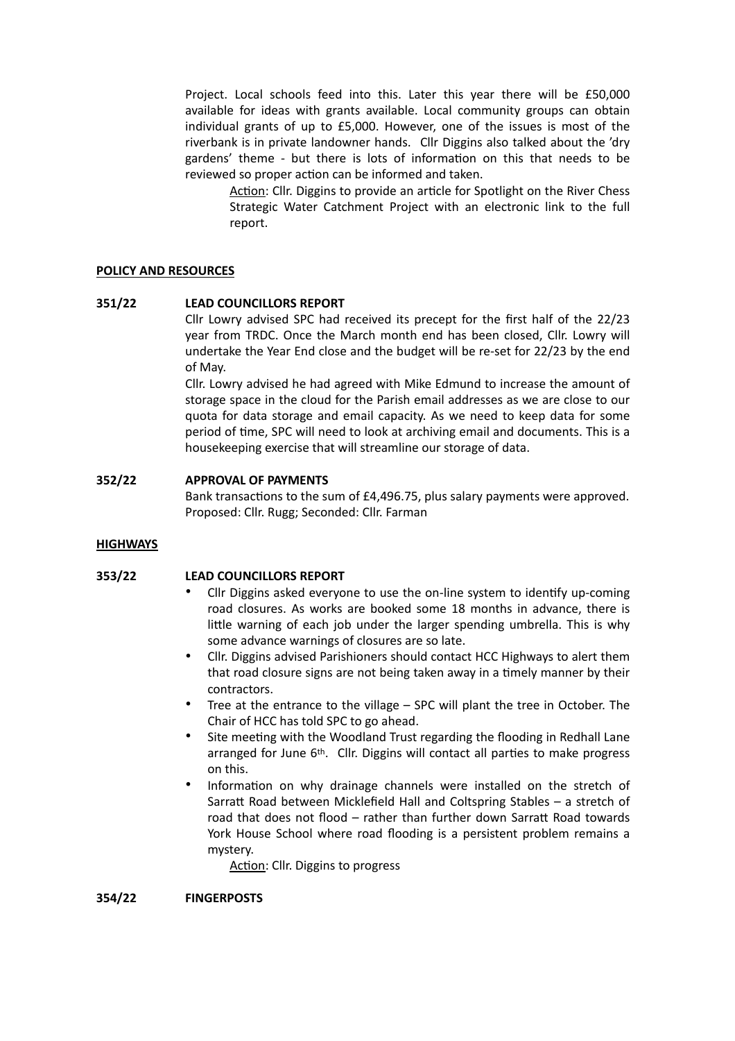Project. Local schools feed into this. Later this year there will be £50,000 available for ideas with grants available. Local community groups can obtain individual grants of up to £5,000. However, one of the issues is most of the riverbank is in private landowner hands. Cllr Diggins also talked about the 'dry gardens' theme - but there is lots of information on this that needs to be reviewed so proper action can be informed and taken.

> Action: Cllr. Diggins to provide an article for Spotlight on the River Chess Strategic Water Catchment Project with an electronic link to the full report.

**POLICY AND RESOURCES**

**351/22 LEAD COUNCILLORS REPORT**

Cllr Lowry advised SPC had received its precept for the first half of the 22/23 year from TRDC. Once the March month end has been closed, Cllr. Lowry will undertake the Year End close and the budget will be re-set for 22/23 by the end of May.

Cllr. Lowry advised he had agreed with Mike Edmund to increase the amount of storage space in the cloud for the Parish email addresses as we are close to our quota for data storage and email capacity. As we need to keep data for some period of time, SPC will need to look at archiving email and documents. This is a housekeeping exercise that will streamline our storage of data.

**352/22 APPROVAL OF PAYMENTS**

Bank transactions to the sum of £4,496.75, plus salary payments were approved.
Proposed: Cllr. Rugg; Seconded: Cllr. Farman

**HIGHWAYS**

**353/22 LEAD COUNCILLORS REPORT**

- Cllr Diggins asked everyone to use the on-line system to identify up-coming road closures. As works are booked some 18 months in advance, there is little warning of each job under the larger spending umbrella. This is why some advance warnings of closures are so late.
- Cllr. Diggins advised Parishioners should contact HCC Highways to alert them that road closure signs are not being taken away in a timely manner by their contractors.
- Tree at the entrance to the village – SPC will plant the tree in October. The Chair of HCC has told SPC to go ahead.
- Site meeting with the Woodland Trust regarding the flooding in Redhall Lane arranged for June 6th. Cllr. Diggins will contact all parties to make progress on this.
- Information on why drainage channels were installed on the stretch of Sarratt Road between Micklefield Hall and Coltspring Stables – a stretch of road that does not flood – rather than further down Sarratt Road towards York House School where road flooding is a persistent problem remains a mystery.

> Action: Cllr. Diggins to progress

**354/22 FINGERPOSTS**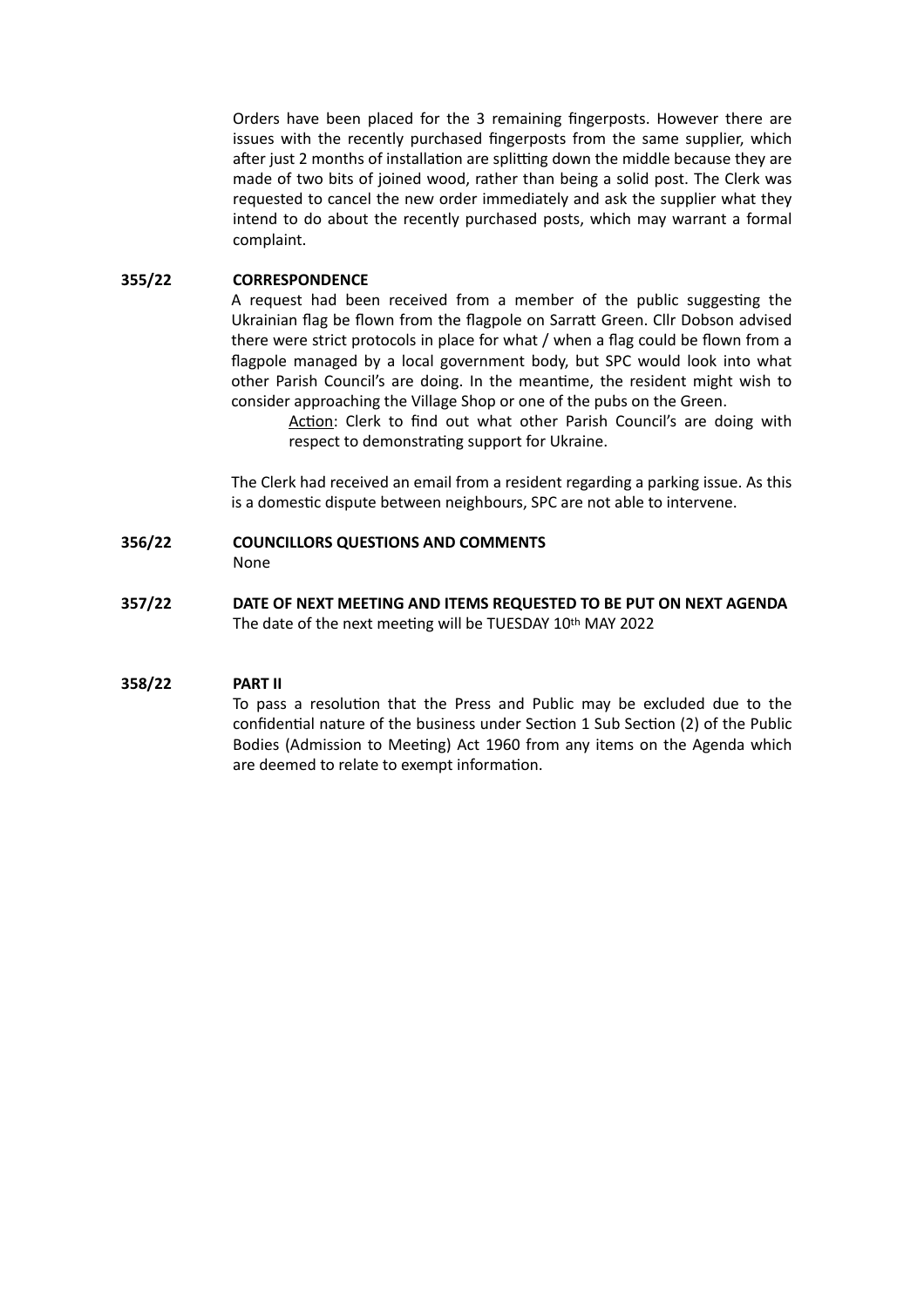Orders have been placed for the 3 remaining fingerposts. However there are issues with the recently purchased fingerposts from the same supplier, which after just 2 months of installation are splitting down the middle because they are made of two bits of joined wood, rather than being a solid post. The Clerk was requested to cancel the new order immediately and ask the supplier what they intend to do about the recently purchased posts, which may warrant a formal complaint.

**355/22 CORRESPONDENCE**

A request had been received from a member of the public suggesting the Ukrainian flag be flown from the flagpole on Sarratt Green. Cllr Dobson advised there were strict protocols in place for what / when a flag could be flown from a flagpole managed by a local government body, but SPC would look into what other Parish Council's are doing. In the meantime, the resident might wish to consider approaching the Village Shop or one of the pubs on the Green.

Action: Clerk to find out what other Parish Council's are doing with respect to demonstrating support for Ukraine.

The Clerk had received an email from a resident regarding a parking issue. As this is a domestic dispute between neighbours, SPC are not able to intervene.

**356/22 COUNCILLORS QUESTIONS AND COMMENTS**

None

**357/22 DATE OF NEXT MEETING AND ITEMS REQUESTED TO BE PUT ON NEXT AGENDA**

The date of the next meeting will be TUESDAY 10th MAY 2022

**358/22 PART II**

To pass a resolution that the Press and Public may be excluded due to the confidential nature of the business under Section 1 Sub Section (2) of the Public Bodies (Admission to Meeting) Act 1960 from any items on the Agenda which are deemed to relate to exempt information.